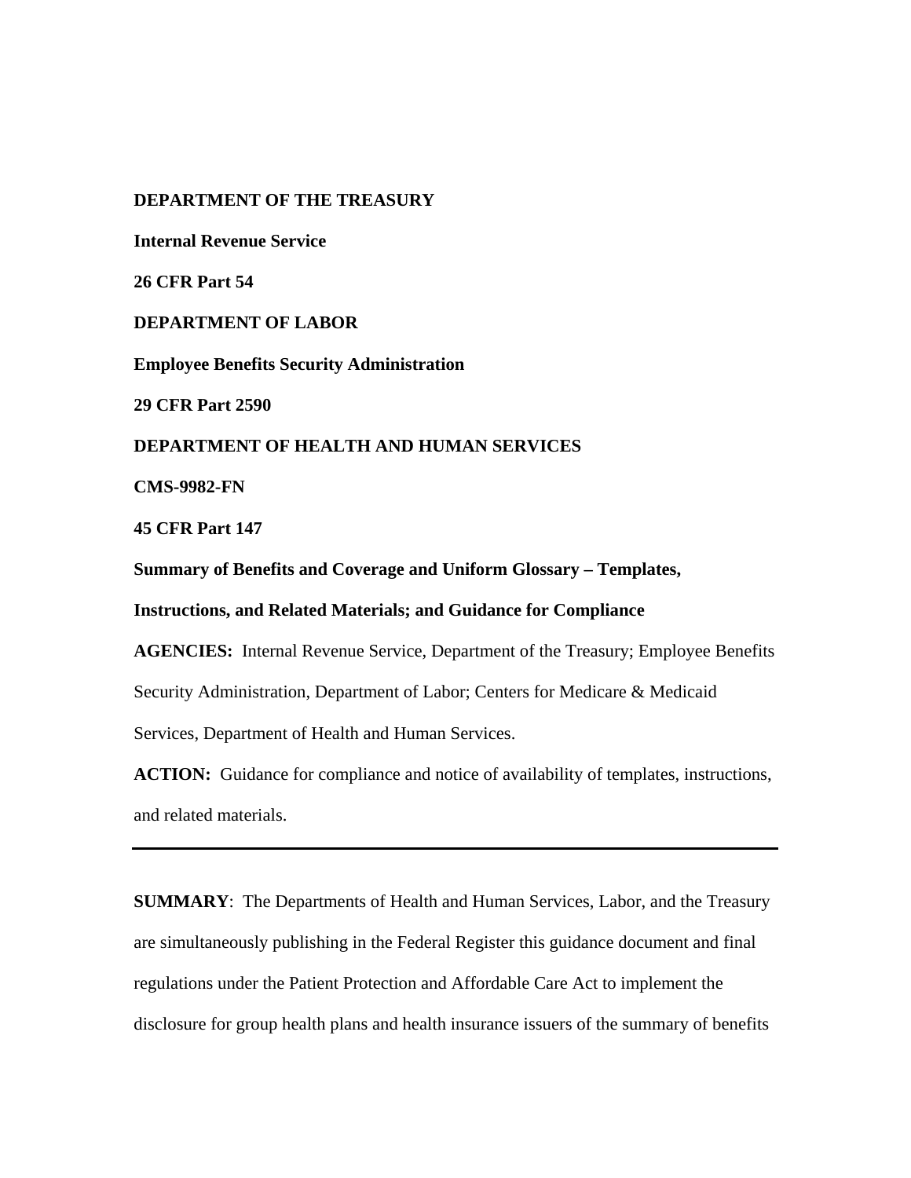**DEPARTMENT OF THE TREASURY**

**Internal Revenue Service**

**26 CFR Part 54**

**DEPARTMENT OF LABOR**

**Employee Benefits Security Administration**

**29 CFR Part 2590**

**DEPARTMENT OF HEALTH AND HUMAN SERVICES**

**CMS-9982-FN**

**45 CFR Part 147**

**Summary of Benefits and Coverage and Uniform Glossary – Templates, Instructions, and Related Materials; and Guidance for Compliance**

**AGENCIES:** Internal Revenue Service, Department of the Treasury; Employee Benefits Security Administration, Department of Labor; Centers for Medicare & Medicaid Services, Department of Health and Human Services.

**ACTION:** Guidance for compliance and notice of availability of templates, instructions, and related materials.

---

**SUMMARY**: The Departments of Health and Human Services, Labor, and the Treasury are simultaneously publishing in the Federal Register this guidance document and final regulations under the Patient Protection and Affordable Care Act to implement the disclosure for group health plans and health insurance issuers of the summary of benefits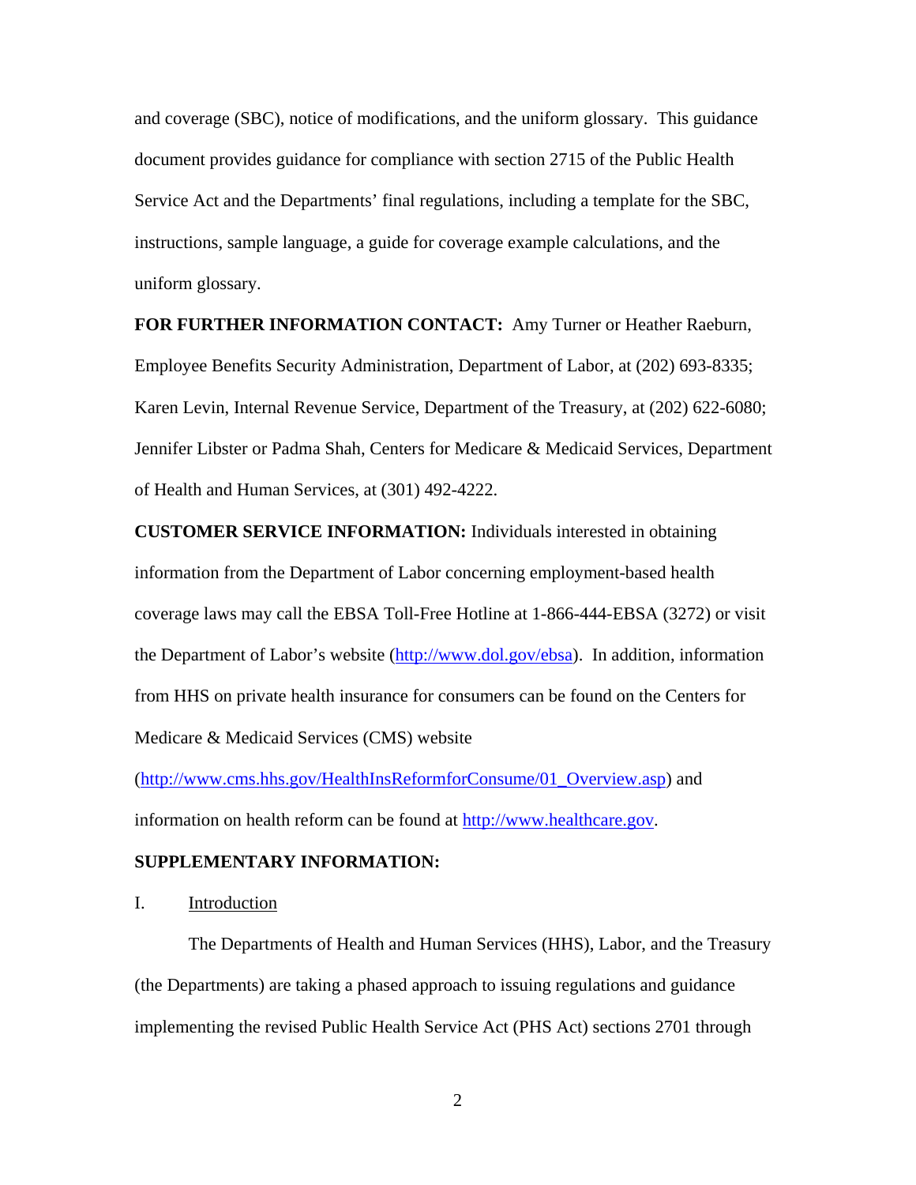and coverage (SBC), notice of modifications, and the uniform glossary. This guidance document provides guidance for compliance with section 2715 of the Public Health Service Act and the Departments' final regulations, including a template for the SBC, instructions, sample language, a guide for coverage example calculations, and the uniform glossary.

**FOR FURTHER INFORMATION CONTACT:** Amy Turner or Heather Raeburn, Employee Benefits Security Administration, Department of Labor, at (202) 693-8335; Karen Levin, Internal Revenue Service, Department of the Treasury, at (202) 622-6080; Jennifer Libster or Padma Shah, Centers for Medicare & Medicaid Services, Department of Health and Human Services, at (301) 492-4222.

**CUSTOMER SERVICE INFORMATION:** Individuals interested in obtaining information from the Department of Labor concerning employment-based health coverage laws may call the EBSA Toll-Free Hotline at 1-866-444-EBSA (3272) or visit the Department of Labor's website (http://www.dol.gov/ebsa). In addition, information from HHS on private health insurance for consumers can be found on the Centers for Medicare & Medicaid Services (CMS) website (http://www.cms.hhs.gov/HealthInsReformforConsume/01_Overview.asp) and information on health reform can be found at http://www.healthcare.gov.

**SUPPLEMENTARY INFORMATION:**

I. Introduction

The Departments of Health and Human Services (HHS), Labor, and the Treasury (the Departments) are taking a phased approach to issuing regulations and guidance implementing the revised Public Health Service Act (PHS Act) sections 2701 through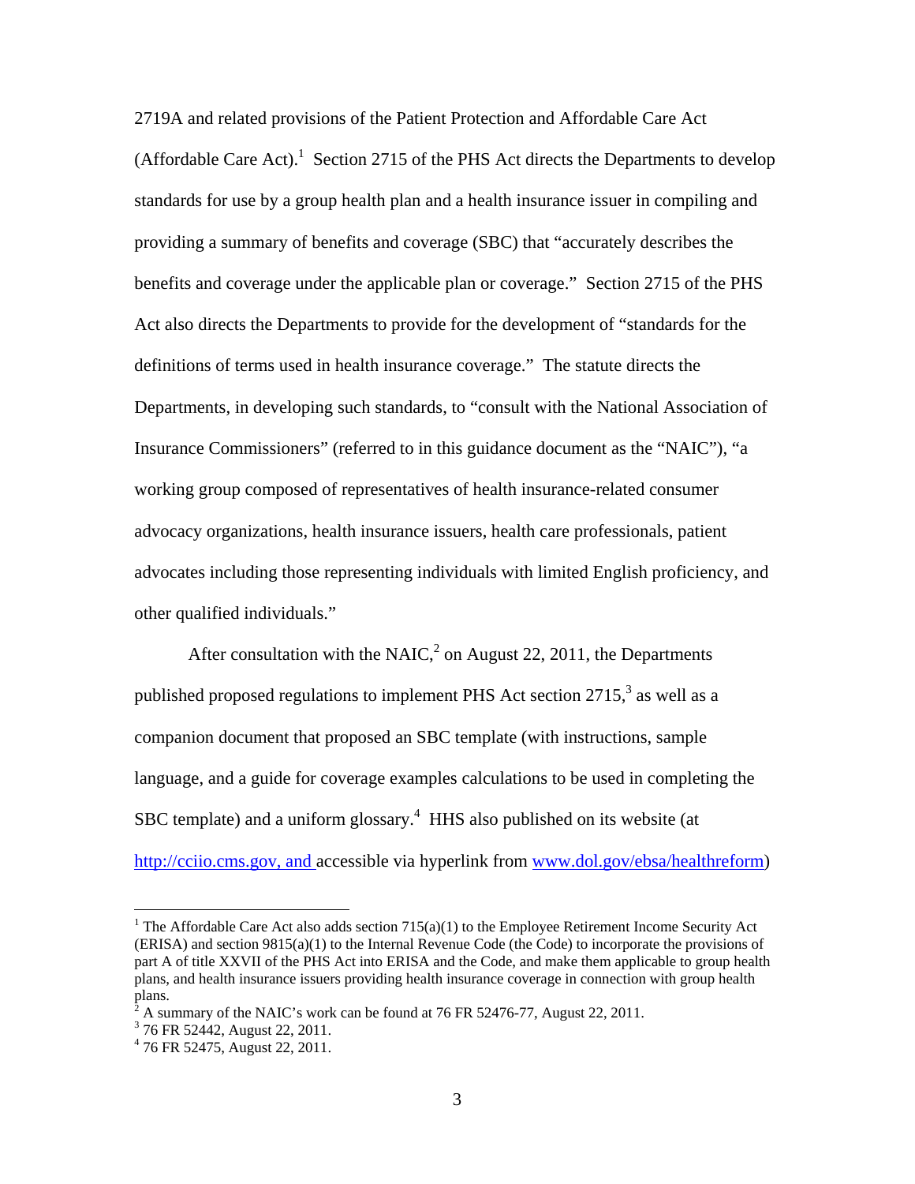2719A and related provisions of the Patient Protection and Affordable Care Act (Affordable Care Act).[1] Section 2715 of the PHS Act directs the Departments to develop standards for use by a group health plan and a health insurance issuer in compiling and providing a summary of benefits and coverage (SBC) that "accurately describes the benefits and coverage under the applicable plan or coverage." Section 2715 of the PHS Act also directs the Departments to provide for the development of "standards for the definitions of terms used in health insurance coverage." The statute directs the Departments, in developing such standards, to "consult with the National Association of Insurance Commissioners" (referred to in this guidance document as the "NAIC"), "a working group composed of representatives of health insurance-related consumer advocacy organizations, health insurance issuers, health care professionals, patient advocates including those representing individuals with limited English proficiency, and other qualified individuals."

After consultation with the NAIC,[2] on August 22, 2011, the Departments published proposed regulations to implement PHS Act section 2715,[3] as well as a companion document that proposed an SBC template (with instructions, sample language, and a guide for coverage examples calculations to be used in completing the SBC template) and a uniform glossary.[4] HHS also published on its website (at http://cciio.cms.gov, and accessible via hyperlink from www.dol.gov/ebsa/healthreform)

---

[1] The Affordable Care Act also adds section 715(a)(1) to the Employee Retirement Income Security Act (ERISA) and section 9815(a)(1) to the Internal Revenue Code (the Code) to incorporate the provisions of part A of title XXVII of the PHS Act into ERISA and the Code, and make them applicable to group health plans, and health insurance issuers providing health insurance coverage in connection with group health plans.

[2] A summary of the NAIC's work can be found at 76 FR 52476-77, August 22, 2011.

[3] 76 FR 52442, August 22, 2011.

[4] 76 FR 52475, August 22, 2011.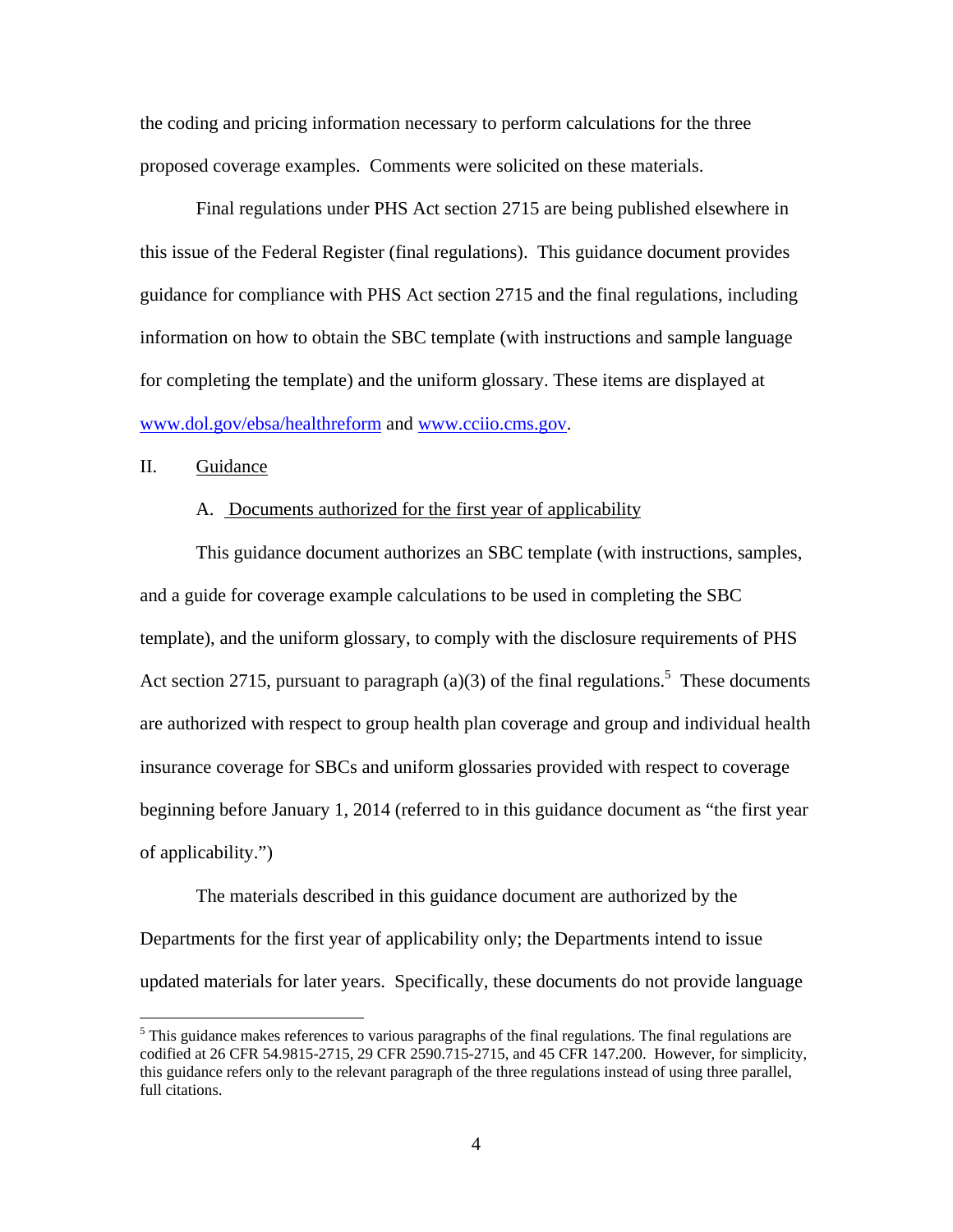the coding and pricing information necessary to perform calculations for the three proposed coverage examples. Comments were solicited on these materials.

Final regulations under PHS Act section 2715 are being published elsewhere in this issue of the Federal Register (final regulations). This guidance document provides guidance for compliance with PHS Act section 2715 and the final regulations, including information on how to obtain the SBC template (with instructions and sample language for completing the template) and the uniform glossary. These items are displayed at www.dol.gov/ebsa/healthreform and www.cciio.cms.gov.

## II. Guidance

### A. Documents authorized for the first year of applicability

This guidance document authorizes an SBC template (with instructions, samples, and a guide for coverage example calculations to be used in completing the SBC template), and the uniform glossary, to comply with the disclosure requirements of PHS Act section 2715, pursuant to paragraph (a)(3) of the final regulations.[5] These documents are authorized with respect to group health plan coverage and group and individual health insurance coverage for SBCs and uniform glossaries provided with respect to coverage beginning before January 1, 2014 (referred to in this guidance document as "the first year of applicability.")

The materials described in this guidance document are authorized by the Departments for the first year of applicability only; the Departments intend to issue updated materials for later years. Specifically, these documents do not provide language

---

[5] This guidance makes references to various paragraphs of the final regulations. The final regulations are codified at 26 CFR 54.9815-2715, 29 CFR 2590.715-2715, and 45 CFR 147.200. However, for simplicity, this guidance refers only to the relevant paragraph of the three regulations instead of using three parallel, full citations.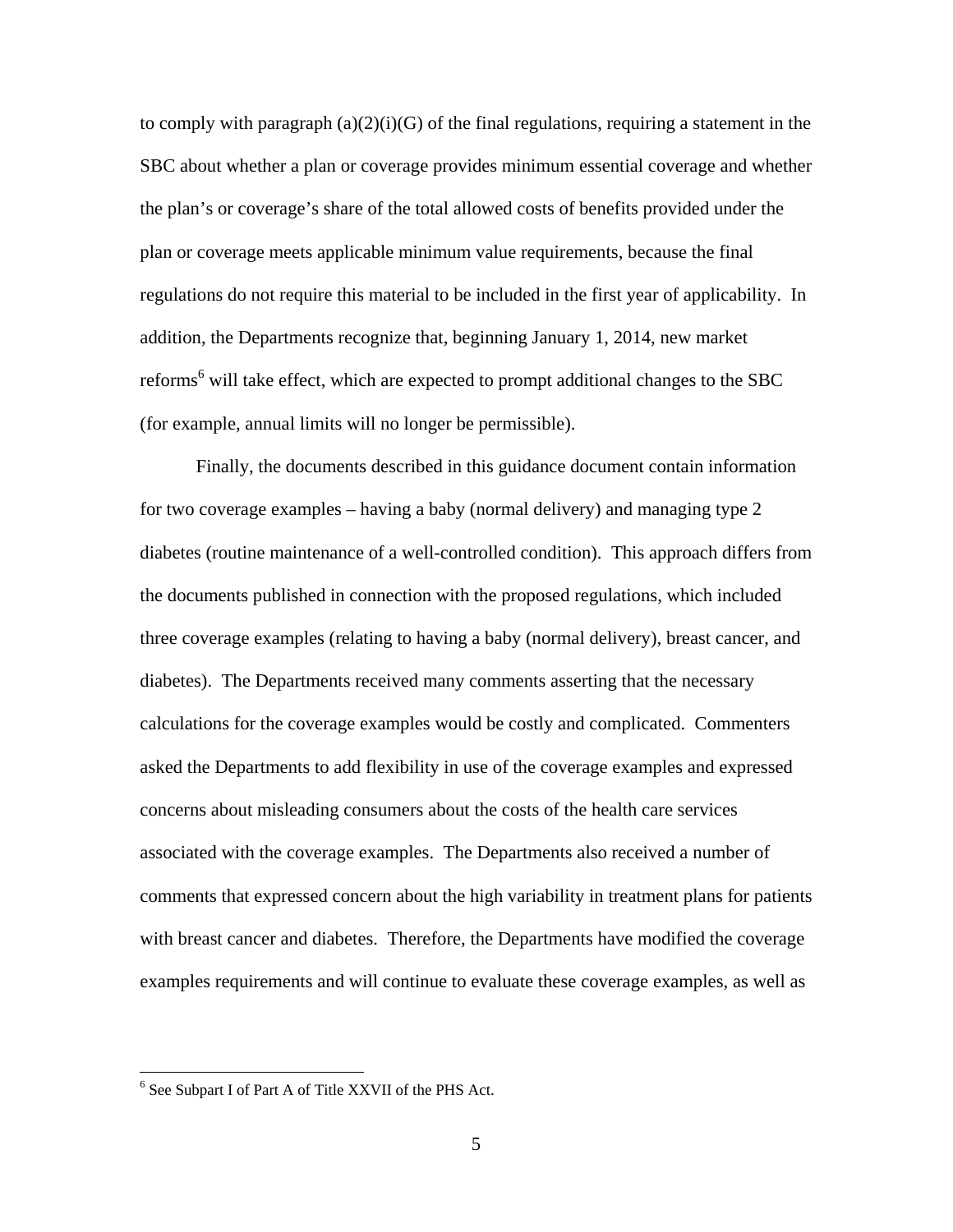to comply with paragraph (a)(2)(i)(G) of the final regulations, requiring a statement in the SBC about whether a plan or coverage provides minimum essential coverage and whether the plan's or coverage's share of the total allowed costs of benefits provided under the plan or coverage meets applicable minimum value requirements, because the final regulations do not require this material to be included in the first year of applicability. In addition, the Departments recognize that, beginning January 1, 2014, new market reforms[6] will take effect, which are expected to prompt additional changes to the SBC (for example, annual limits will no longer be permissible).

Finally, the documents described in this guidance document contain information for two coverage examples – having a baby (normal delivery) and managing type 2 diabetes (routine maintenance of a well-controlled condition). This approach differs from the documents published in connection with the proposed regulations, which included three coverage examples (relating to having a baby (normal delivery), breast cancer, and diabetes). The Departments received many comments asserting that the necessary calculations for the coverage examples would be costly and complicated. Commenters asked the Departments to add flexibility in use of the coverage examples and expressed concerns about misleading consumers about the costs of the health care services associated with the coverage examples. The Departments also received a number of comments that expressed concern about the high variability in treatment plans for patients with breast cancer and diabetes. Therefore, the Departments have modified the coverage examples requirements and will continue to evaluate these coverage examples, as well as

---

[6] See Subpart I of Part A of Title XXVII of the PHS Act.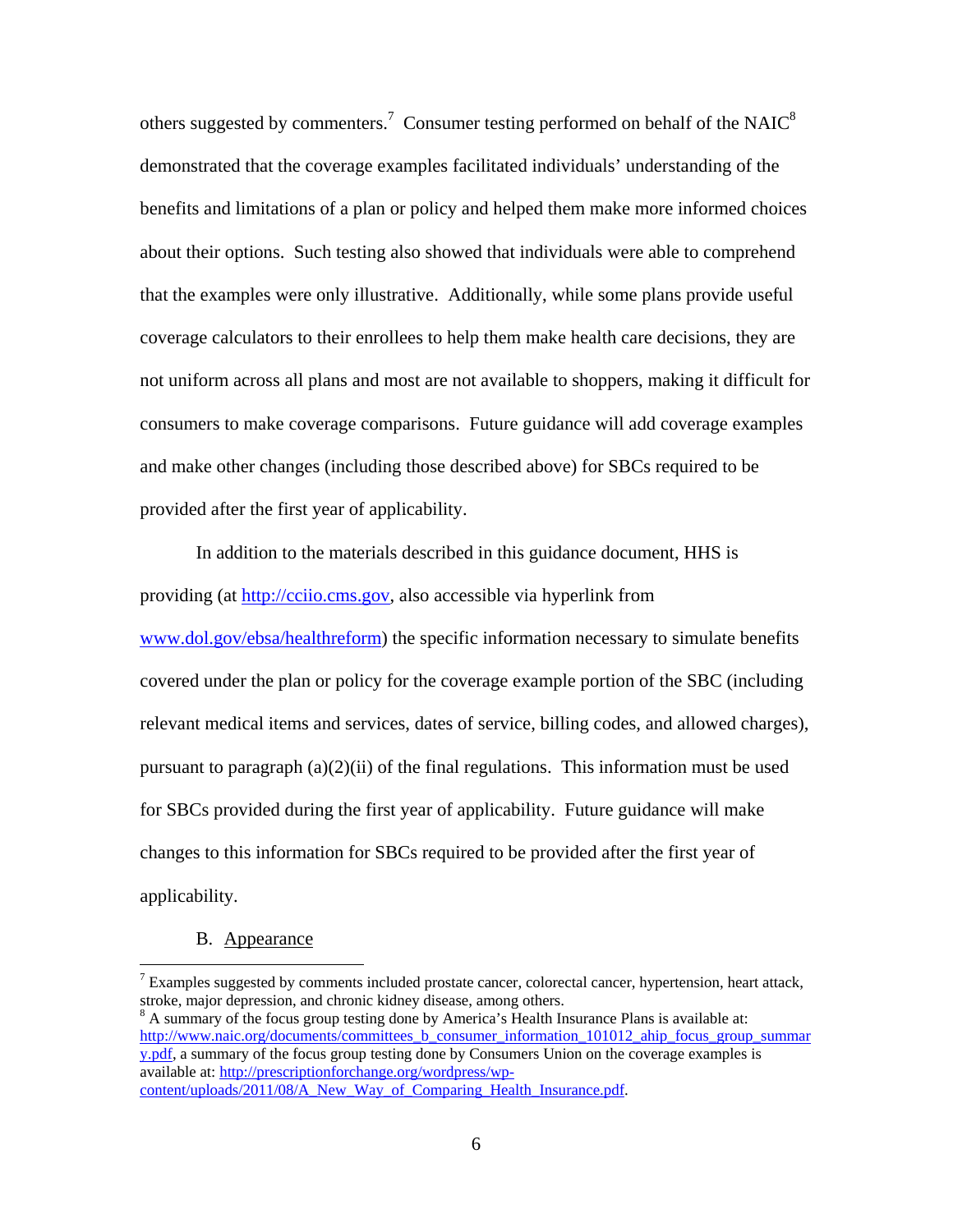others suggested by commenters.[7] Consumer testing performed on behalf of the NAIC[8] demonstrated that the coverage examples facilitated individuals' understanding of the benefits and limitations of a plan or policy and helped them make more informed choices about their options. Such testing also showed that individuals were able to comprehend that the examples were only illustrative. Additionally, while some plans provide useful coverage calculators to their enrollees to help them make health care decisions, they are not uniform across all plans and most are not available to shoppers, making it difficult for consumers to make coverage comparisons. Future guidance will add coverage examples and make other changes (including those described above) for SBCs required to be provided after the first year of applicability.

In addition to the materials described in this guidance document, HHS is providing (at http://cciio.cms.gov, also accessible via hyperlink from www.dol.gov/ebsa/healthreform) the specific information necessary to simulate benefits covered under the plan or policy for the coverage example portion of the SBC (including relevant medical items and services, dates of service, billing codes, and allowed charges), pursuant to paragraph (a)(2)(ii) of the final regulations. This information must be used for SBCs provided during the first year of applicability. Future guidance will make changes to this information for SBCs required to be provided after the first year of applicability.

## B. Appearance

---

[7] Examples suggested by comments included prostate cancer, colorectal cancer, hypertension, heart attack, stroke, major depression, and chronic kidney disease, among others.

[8] A summary of the focus group testing done by America's Health Insurance Plans is available at: http://www.naic.org/documents/committees_b_consumer_information_101012_ahip_focus_group_summary.pdf, a summary of the focus group testing done by Consumers Union on the coverage examples is available at: http://prescriptionforchange.org/wordpress/wp-content/uploads/2011/08/A_New_Way_of_Comparing_Health_Insurance.pdf.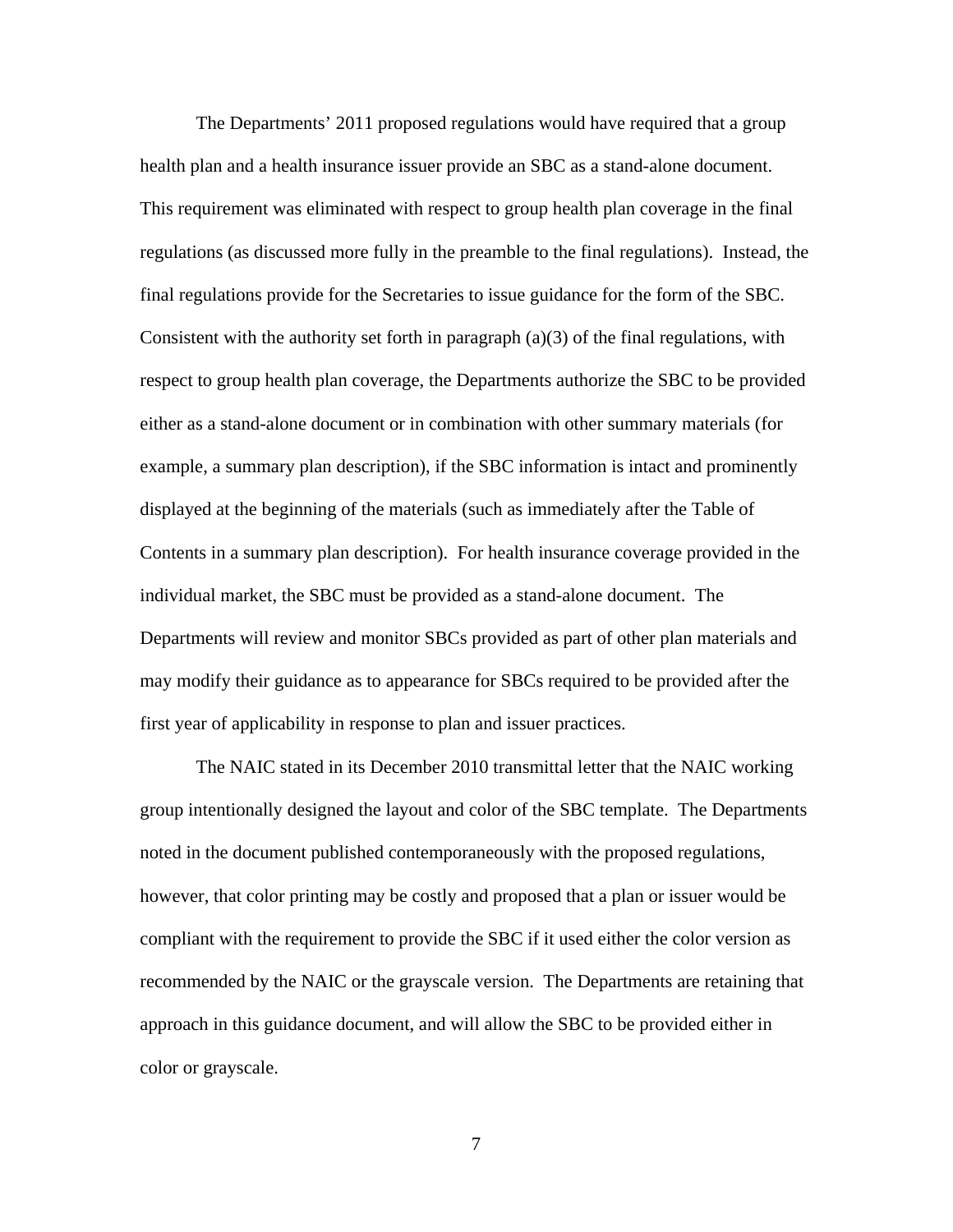The Departments' 2011 proposed regulations would have required that a group health plan and a health insurance issuer provide an SBC as a stand-alone document. This requirement was eliminated with respect to group health plan coverage in the final regulations (as discussed more fully in the preamble to the final regulations). Instead, the final regulations provide for the Secretaries to issue guidance for the form of the SBC. Consistent with the authority set forth in paragraph (a)(3) of the final regulations, with respect to group health plan coverage, the Departments authorize the SBC to be provided either as a stand-alone document or in combination with other summary materials (for example, a summary plan description), if the SBC information is intact and prominently displayed at the beginning of the materials (such as immediately after the Table of Contents in a summary plan description). For health insurance coverage provided in the individual market, the SBC must be provided as a stand-alone document. The Departments will review and monitor SBCs provided as part of other plan materials and may modify their guidance as to appearance for SBCs required to be provided after the first year of applicability in response to plan and issuer practices.

The NAIC stated in its December 2010 transmittal letter that the NAIC working group intentionally designed the layout and color of the SBC template. The Departments noted in the document published contemporaneously with the proposed regulations, however, that color printing may be costly and proposed that a plan or issuer would be compliant with the requirement to provide the SBC if it used either the color version as recommended by the NAIC or the grayscale version. The Departments are retaining that approach in this guidance document, and will allow the SBC to be provided either in color or grayscale.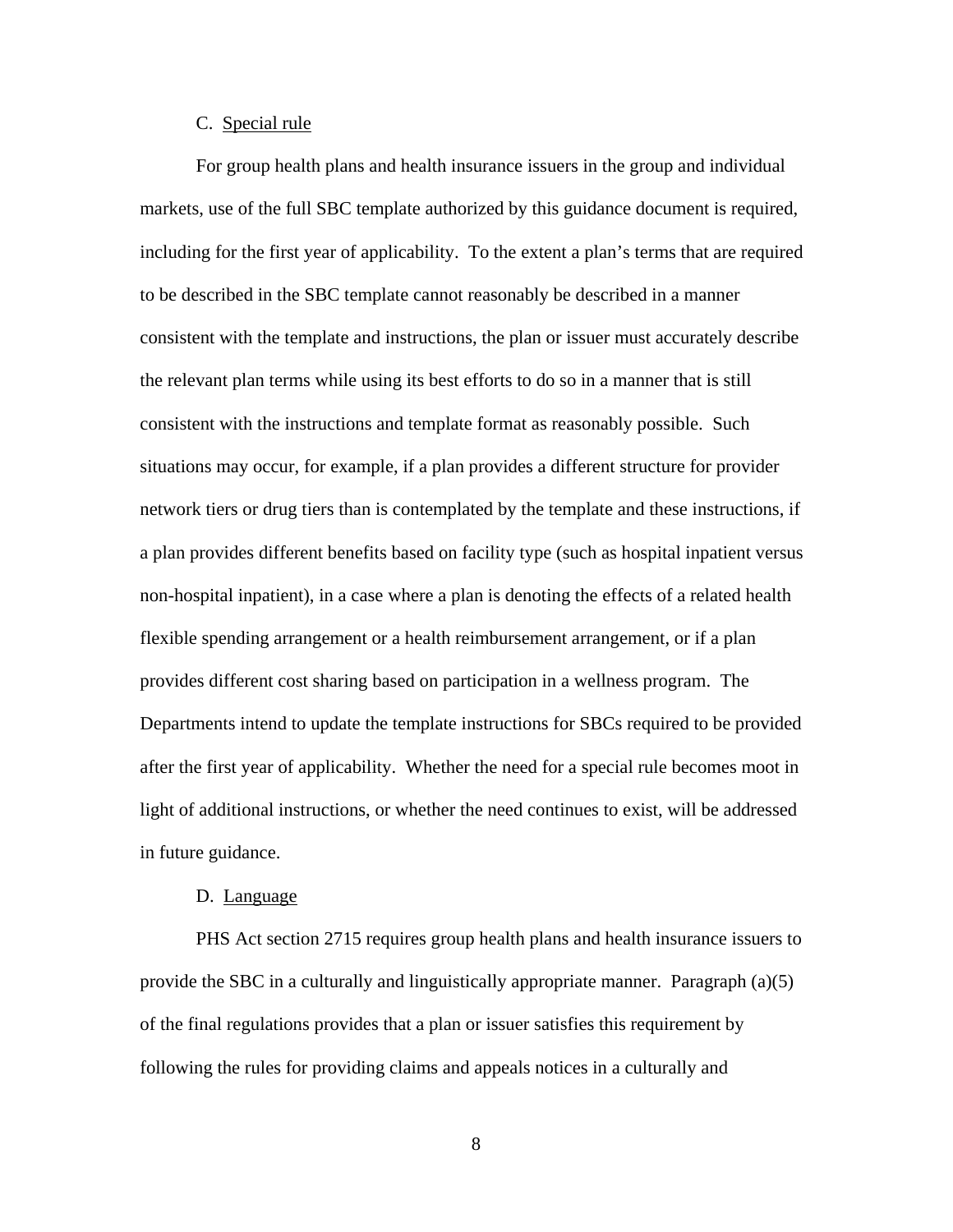C. Special rule

For group health plans and health insurance issuers in the group and individual markets, use of the full SBC template authorized by this guidance document is required, including for the first year of applicability. To the extent a plan's terms that are required to be described in the SBC template cannot reasonably be described in a manner consistent with the template and instructions, the plan or issuer must accurately describe the relevant plan terms while using its best efforts to do so in a manner that is still consistent with the instructions and template format as reasonably possible. Such situations may occur, for example, if a plan provides a different structure for provider network tiers or drug tiers than is contemplated by the template and these instructions, if a plan provides different benefits based on facility type (such as hospital inpatient versus non-hospital inpatient), in a case where a plan is denoting the effects of a related health flexible spending arrangement or a health reimbursement arrangement, or if a plan provides different cost sharing based on participation in a wellness program. The Departments intend to update the template instructions for SBCs required to be provided after the first year of applicability. Whether the need for a special rule becomes moot in light of additional instructions, or whether the need continues to exist, will be addressed in future guidance.

D. Language

PHS Act section 2715 requires group health plans and health insurance issuers to provide the SBC in a culturally and linguistically appropriate manner. Paragraph (a)(5) of the final regulations provides that a plan or issuer satisfies this requirement by following the rules for providing claims and appeals notices in a culturally and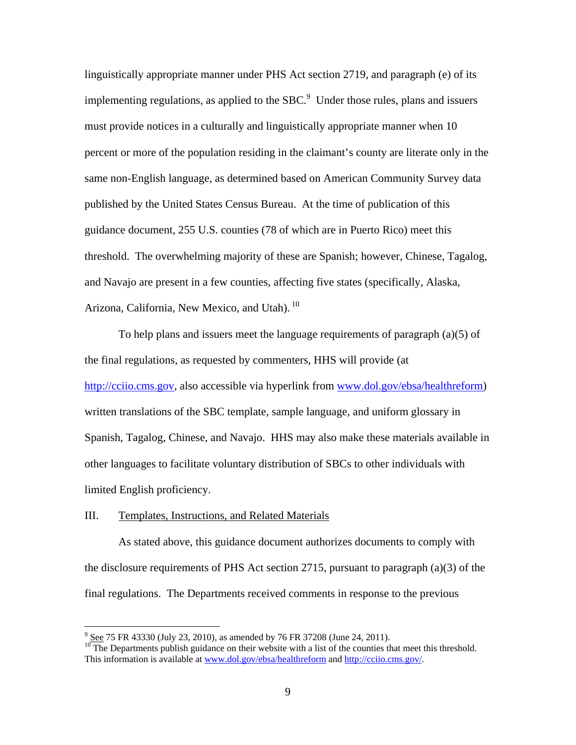linguistically appropriate manner under PHS Act section 2719, and paragraph (e) of its implementing regulations, as applied to the SBC.[9] Under those rules, plans and issuers must provide notices in a culturally and linguistically appropriate manner when 10 percent or more of the population residing in the claimant's county are literate only in the same non-English language, as determined based on American Community Survey data published by the United States Census Bureau. At the time of publication of this guidance document, 255 U.S. counties (78 of which are in Puerto Rico) meet this threshold. The overwhelming majority of these are Spanish; however, Chinese, Tagalog, and Navajo are present in a few counties, affecting five states (specifically, Alaska, Arizona, California, New Mexico, and Utah).[10]

To help plans and issuers meet the language requirements of paragraph (a)(5) of the final regulations, as requested by commenters, HHS will provide (at http://cciio.cms.gov, also accessible via hyperlink from www.dol.gov/ebsa/healthreform) written translations of the SBC template, sample language, and uniform glossary in Spanish, Tagalog, Chinese, and Navajo. HHS may also make these materials available in other languages to facilitate voluntary distribution of SBCs to other individuals with limited English proficiency.

## III. Templates, Instructions, and Related Materials

As stated above, this guidance document authorizes documents to comply with the disclosure requirements of PHS Act section 2715, pursuant to paragraph (a)(3) of the final regulations. The Departments received comments in response to the previous

---

[9] See 75 FR 43330 (July 23, 2010), as amended by 76 FR 37208 (June 24, 2011).

[10] The Departments publish guidance on their website with a list of the counties that meet this threshold. This information is available at www.dol.gov/ebsa/healthreform and http://cciio.cms.gov/.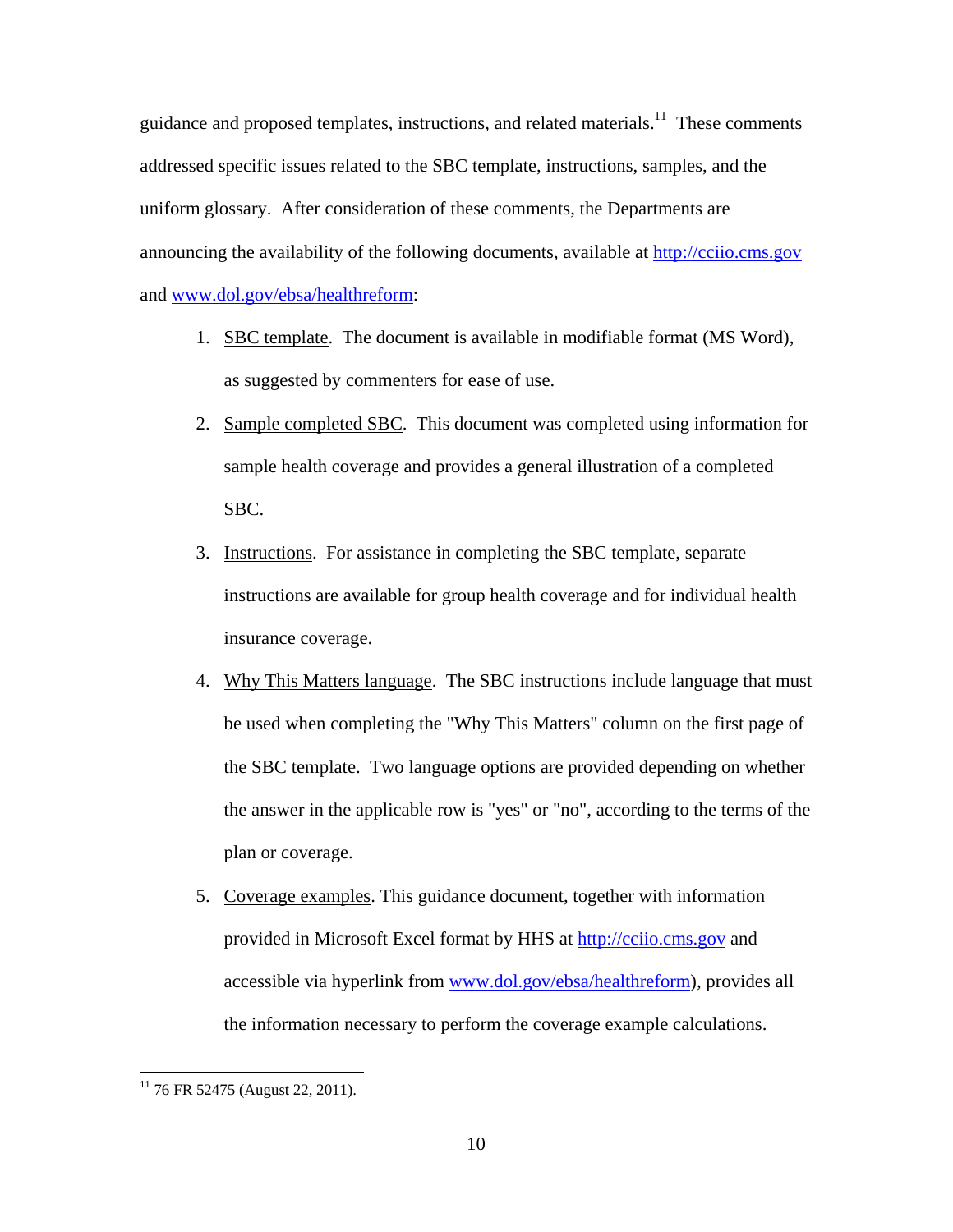guidance and proposed templates, instructions, and related materials.[11] These comments addressed specific issues related to the SBC template, instructions, samples, and the uniform glossary. After consideration of these comments, the Departments are announcing the availability of the following documents, available at http://cciio.cms.gov and www.dol.gov/ebsa/healthreform:

1. SBC template. The document is available in modifiable format (MS Word), as suggested by commenters for ease of use.
2. Sample completed SBC. This document was completed using information for sample health coverage and provides a general illustration of a completed SBC.
3. Instructions. For assistance in completing the SBC template, separate instructions are available for group health coverage and for individual health insurance coverage.
4. Why This Matters language. The SBC instructions include language that must be used when completing the "Why This Matters" column on the first page of the SBC template. Two language options are provided depending on whether the answer in the applicable row is "yes" or "no", according to the terms of the plan or coverage.
5. Coverage examples. This guidance document, together with information provided in Microsoft Excel format by HHS at http://cciio.cms.gov and accessible via hyperlink from www.dol.gov/ebsa/healthreform), provides all the information necessary to perform the coverage example calculations.

---

[11] 76 FR 52475 (August 22, 2011).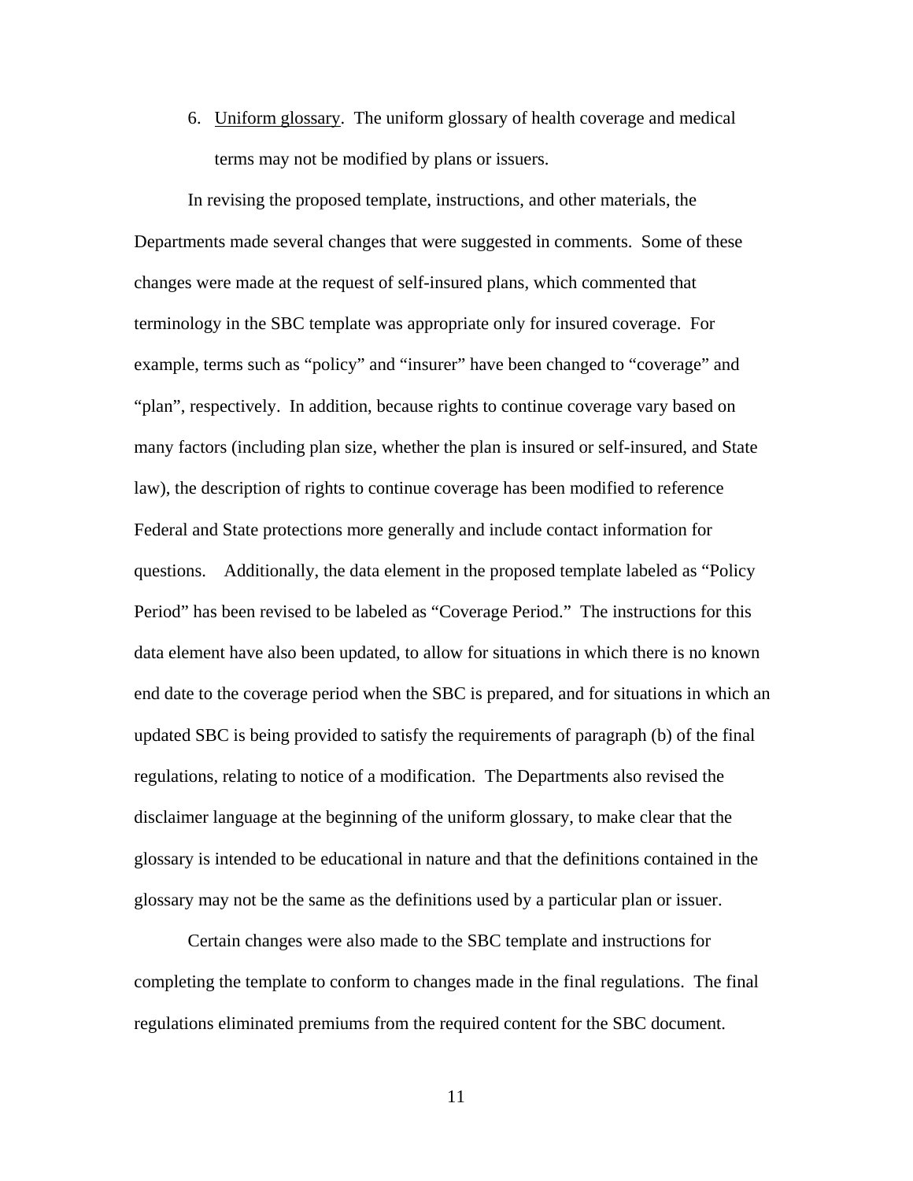6. Uniform glossary. The uniform glossary of health coverage and medical terms may not be modified by plans or issuers.

In revising the proposed template, instructions, and other materials, the Departments made several changes that were suggested in comments. Some of these changes were made at the request of self-insured plans, which commented that terminology in the SBC template was appropriate only for insured coverage. For example, terms such as "policy" and "insurer" have been changed to "coverage" and "plan", respectively. In addition, because rights to continue coverage vary based on many factors (including plan size, whether the plan is insured or self-insured, and State law), the description of rights to continue coverage has been modified to reference Federal and State protections more generally and include contact information for questions. Additionally, the data element in the proposed template labeled as "Policy Period" has been revised to be labeled as "Coverage Period." The instructions for this data element have also been updated, to allow for situations in which there is no known end date to the coverage period when the SBC is prepared, and for situations in which an updated SBC is being provided to satisfy the requirements of paragraph (b) of the final regulations, relating to notice of a modification. The Departments also revised the disclaimer language at the beginning of the uniform glossary, to make clear that the glossary is intended to be educational in nature and that the definitions contained in the glossary may not be the same as the definitions used by a particular plan or issuer.

Certain changes were also made to the SBC template and instructions for completing the template to conform to changes made in the final regulations. The final regulations eliminated premiums from the required content for the SBC document.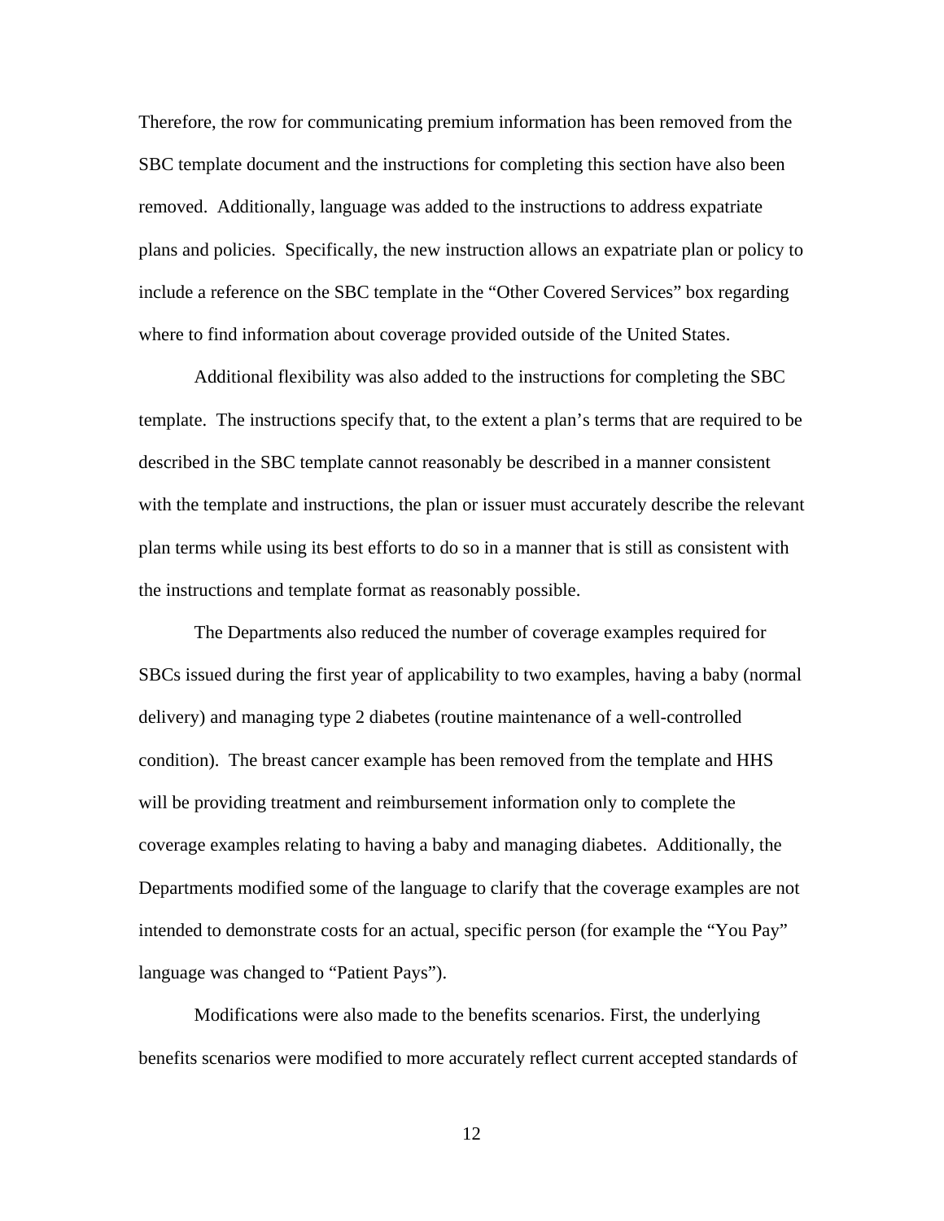Therefore, the row for communicating premium information has been removed from the SBC template document and the instructions for completing this section have also been removed. Additionally, language was added to the instructions to address expatriate plans and policies. Specifically, the new instruction allows an expatriate plan or policy to include a reference on the SBC template in the "Other Covered Services" box regarding where to find information about coverage provided outside of the United States.

Additional flexibility was also added to the instructions for completing the SBC template. The instructions specify that, to the extent a plan's terms that are required to be described in the SBC template cannot reasonably be described in a manner consistent with the template and instructions, the plan or issuer must accurately describe the relevant plan terms while using its best efforts to do so in a manner that is still as consistent with the instructions and template format as reasonably possible.

The Departments also reduced the number of coverage examples required for SBCs issued during the first year of applicability to two examples, having a baby (normal delivery) and managing type 2 diabetes (routine maintenance of a well-controlled condition). The breast cancer example has been removed from the template and HHS will be providing treatment and reimbursement information only to complete the coverage examples relating to having a baby and managing diabetes. Additionally, the Departments modified some of the language to clarify that the coverage examples are not intended to demonstrate costs for an actual, specific person (for example the "You Pay" language was changed to "Patient Pays").

Modifications were also made to the benefits scenarios. First, the underlying benefits scenarios were modified to more accurately reflect current accepted standards of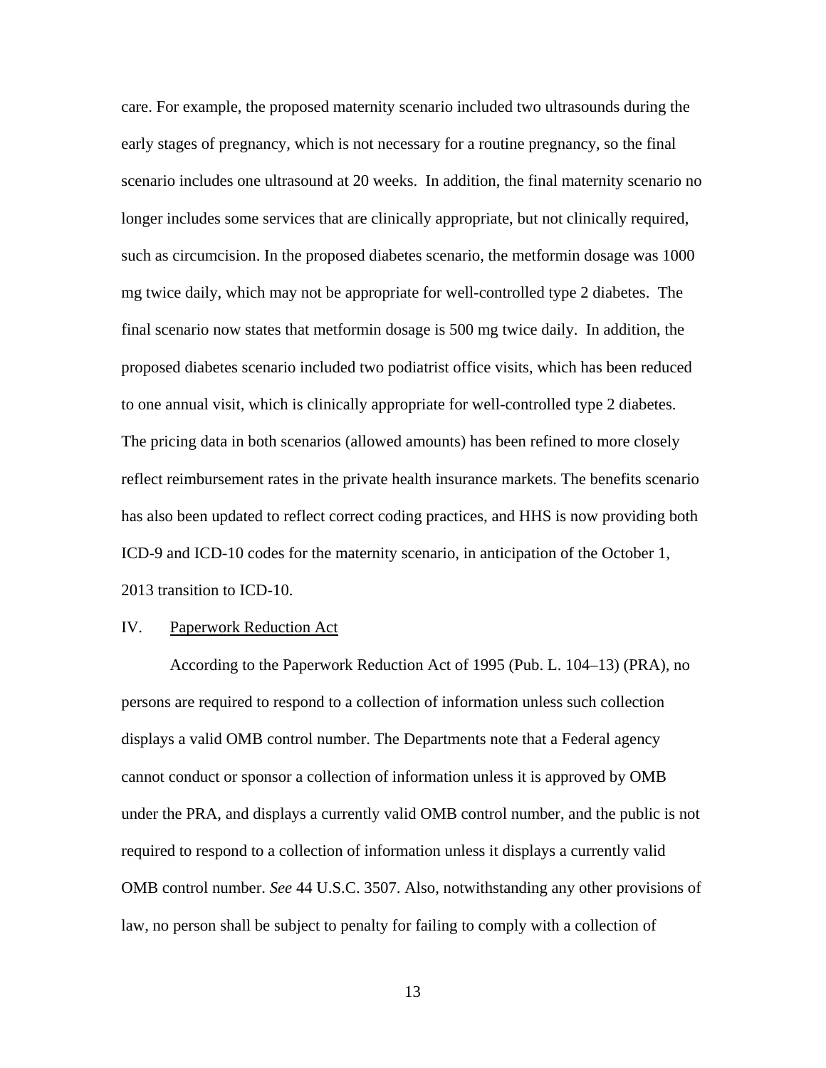care. For example, the proposed maternity scenario included two ultrasounds during the early stages of pregnancy, which is not necessary for a routine pregnancy, so the final scenario includes one ultrasound at 20 weeks. In addition, the final maternity scenario no longer includes some services that are clinically appropriate, but not clinically required, such as circumcision. In the proposed diabetes scenario, the metformin dosage was 1000 mg twice daily, which may not be appropriate for well-controlled type 2 diabetes. The final scenario now states that metformin dosage is 500 mg twice daily. In addition, the proposed diabetes scenario included two podiatrist office visits, which has been reduced to one annual visit, which is clinically appropriate for well-controlled type 2 diabetes. The pricing data in both scenarios (allowed amounts) has been refined to more closely reflect reimbursement rates in the private health insurance markets. The benefits scenario has also been updated to reflect correct coding practices, and HHS is now providing both ICD-9 and ICD-10 codes for the maternity scenario, in anticipation of the October 1, 2013 transition to ICD-10.

## IV. Paperwork Reduction Act

According to the Paperwork Reduction Act of 1995 (Pub. L. 104–13) (PRA), no persons are required to respond to a collection of information unless such collection displays a valid OMB control number. The Departments note that a Federal agency cannot conduct or sponsor a collection of information unless it is approved by OMB under the PRA, and displays a currently valid OMB control number, and the public is not required to respond to a collection of information unless it displays a currently valid OMB control number. *See* 44 U.S.C. 3507. Also, notwithstanding any other provisions of law, no person shall be subject to penalty for failing to comply with a collection of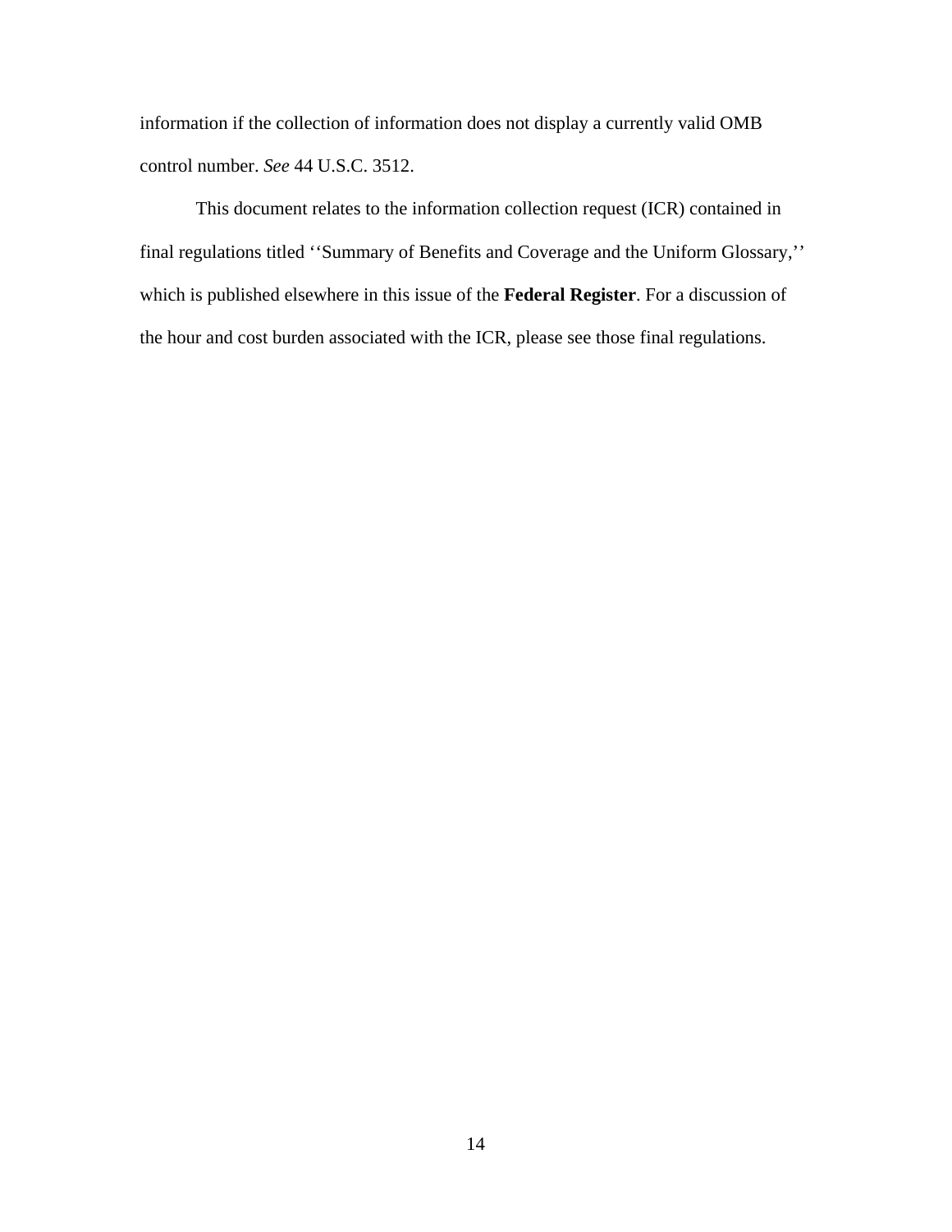information if the collection of information does not display a currently valid OMB control number. *See* 44 U.S.C. 3512.

This document relates to the information collection request (ICR) contained in final regulations titled ‘‘Summary of Benefits and Coverage and the Uniform Glossary,’’ which is published elsewhere in this issue of the **Federal Register**. For a discussion of the hour and cost burden associated with the ICR, please see those final regulations.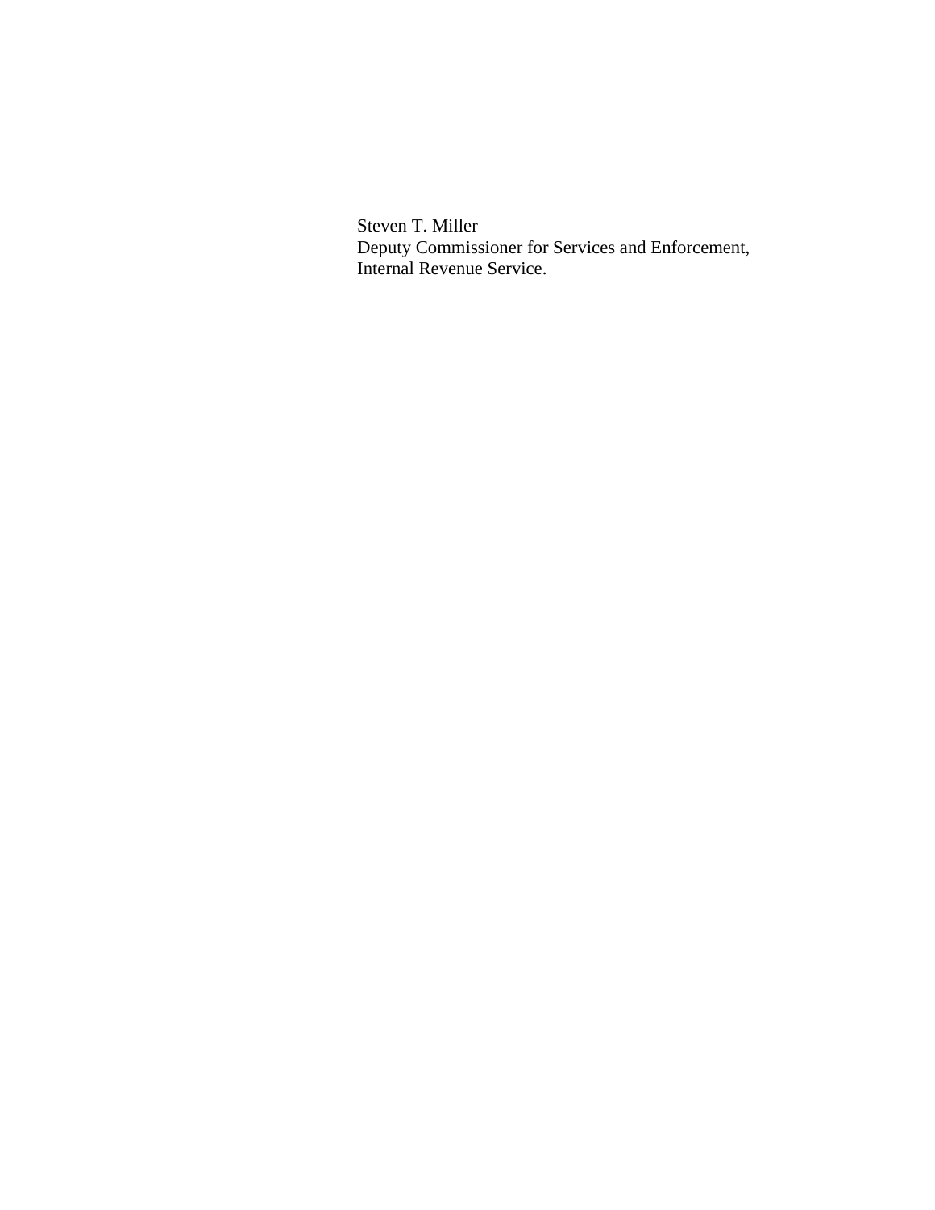Steven T. Miller
Deputy Commissioner for Services and Enforcement,
Internal Revenue Service.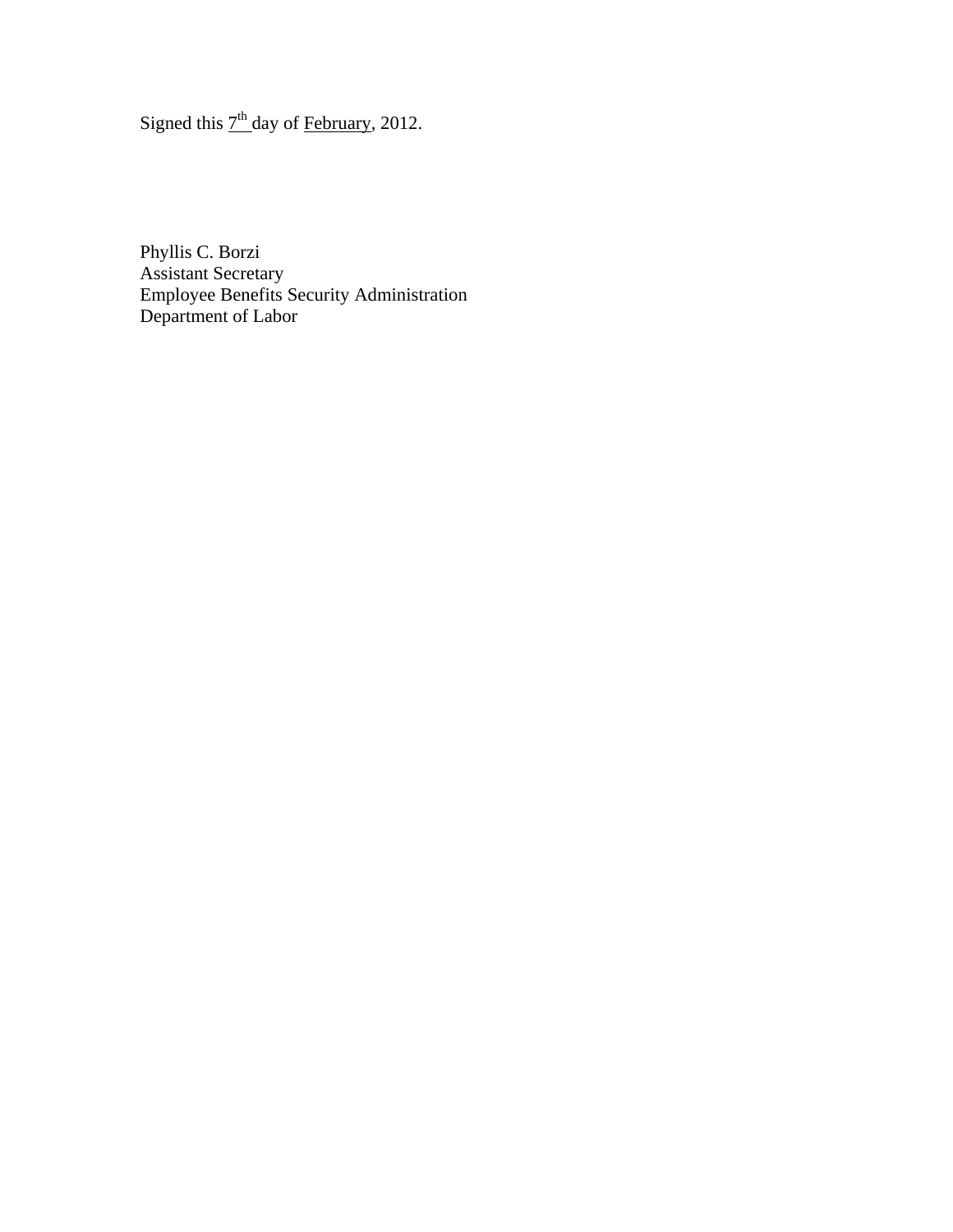Signed this 7th day of February, 2012.

Phyllis C. Borzi
Assistant Secretary
Employee Benefits Security Administration
Department of Labor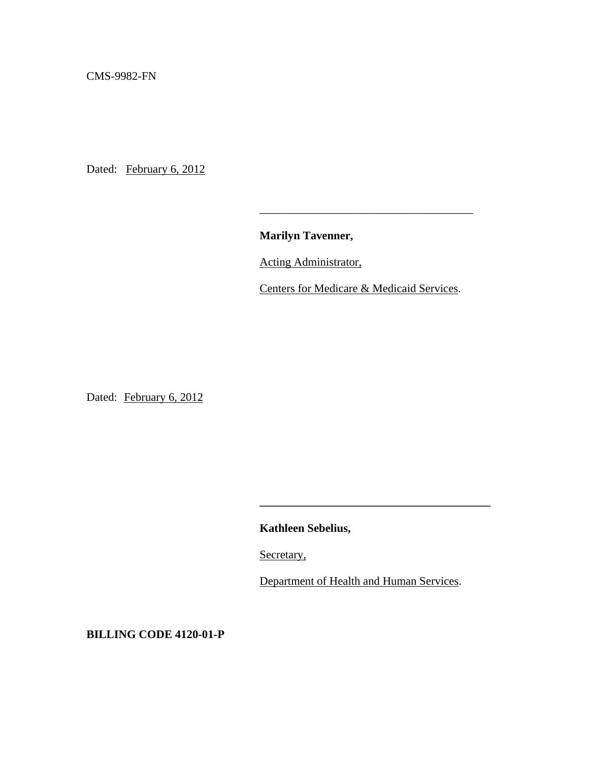CMS-9982-FN

Dated: February 6, 2012

\_\_\_\_\_\_\_\_\_\_\_\_\_\_\_\_\_\_\_\_\_\_\_\_\_\_\_\_\_\_\_\_\_\_\_\_

**Marilyn Tavenner,**

Acting Administrator,

Centers for Medicare & Medicaid Services.

Dated: February 6, 2012

\_\_\_\_\_\_\_\_\_\_\_\_\_\_\_\_\_\_\_\_\_\_\_\_\_\_\_\_\_\_\_\_\_\_\_\_

**Kathleen Sebelius,**

Secretary,

Department of Health and Human Services.

**BILLING CODE 4120-01-P**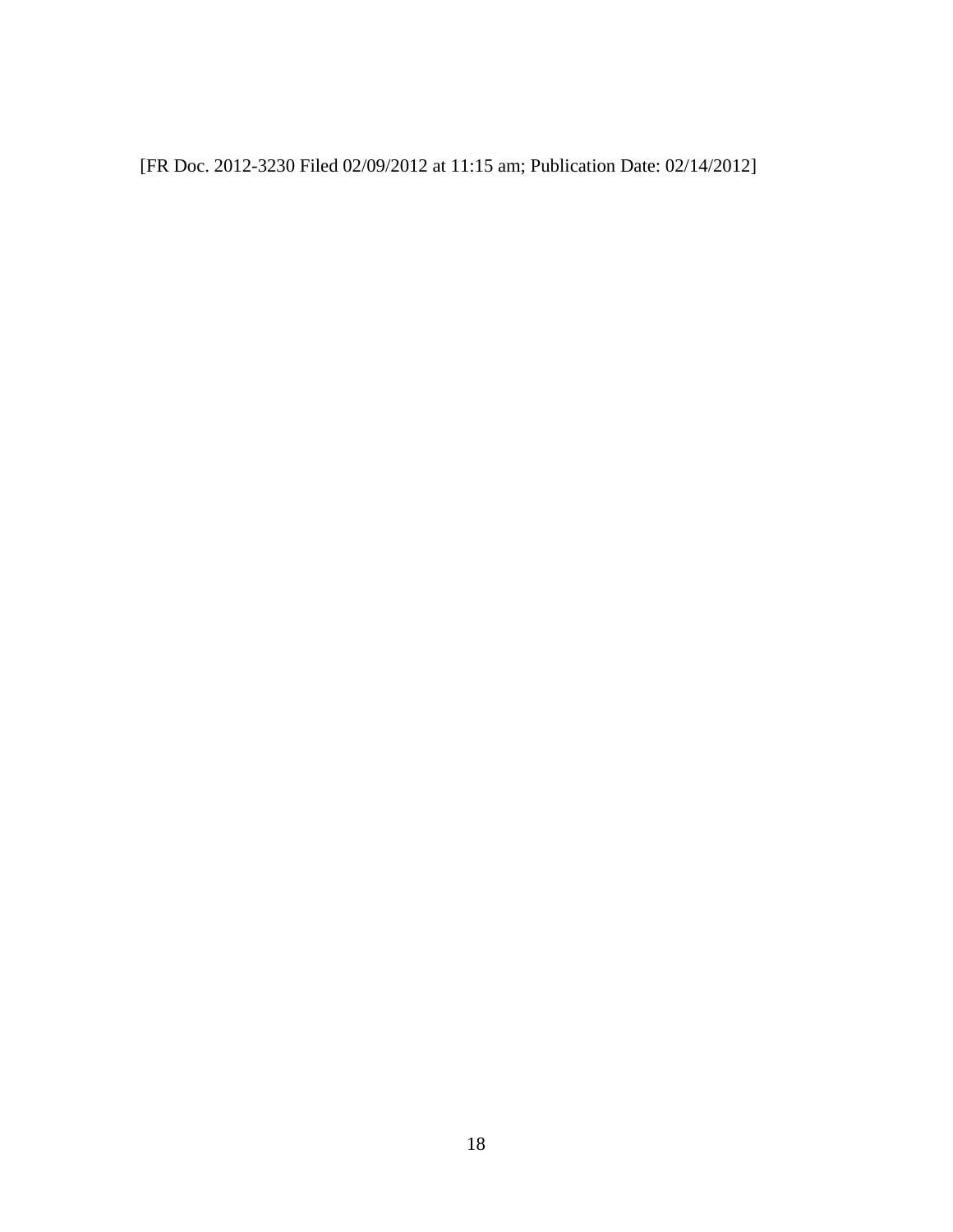[FR Doc. 2012-3230 Filed 02/09/2012 at 11:15 am; Publication Date: 02/14/2012]